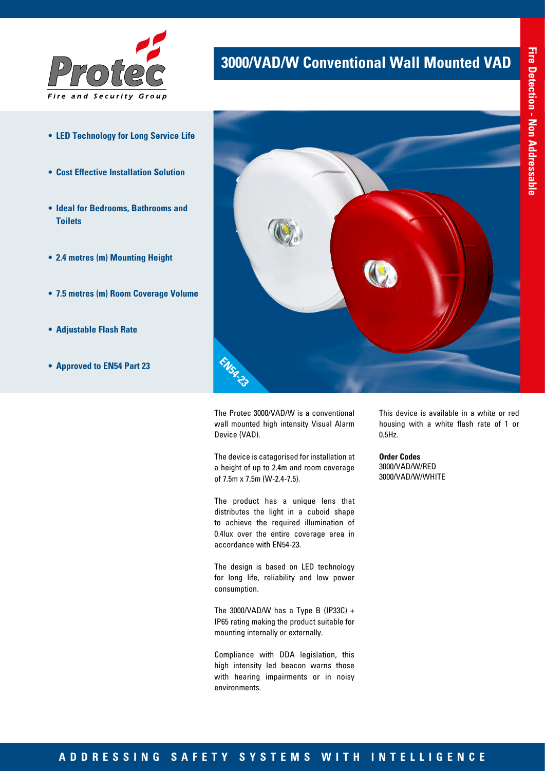# 3000/VAD/W Conventional Wall Mounted VAD

- **LED Technology for Long Service Life**
- **Cost Effective Installation Solution**
- **Ideal for Bedrooms, Bathrooms and Toilets**
- **2.4 metres (m) Mounting Height**
- **7.5 metres (m) Room Coverage Volume**
- **Adjustable Flash Rate**
- **Approved to EN54 Part 23**

The Protec 3000/VAD/W is a conventional wall mounted high intensity Visual Alarm Device (VAD).

The device is catagorised for installation at a height of up to 2.4m and room coverage of 7.5m x 7.5m (W-2.4-7.5).

The product has a unique lens that distributes the light in a cuboid shape to achieve the required illumination of 0.4lux over the entire coverage area in accordance with EN54-23.

The design is based on LED technology for long life, reliability and low power consumption.

The 3000/VAD/W has a Type B (IP33C) + IP65 rating making the product suitable for mounting internally or externally.

Compliance with DDA legislation, this high intensity led beacon warns those with hearing impairments or in noisy environments.

This device is available in a white or red housing with a white flash rate of 1 or 0.5Hz.

**Order Codes**
3000/VAD/W/RED
3000/VAD/W/WHITE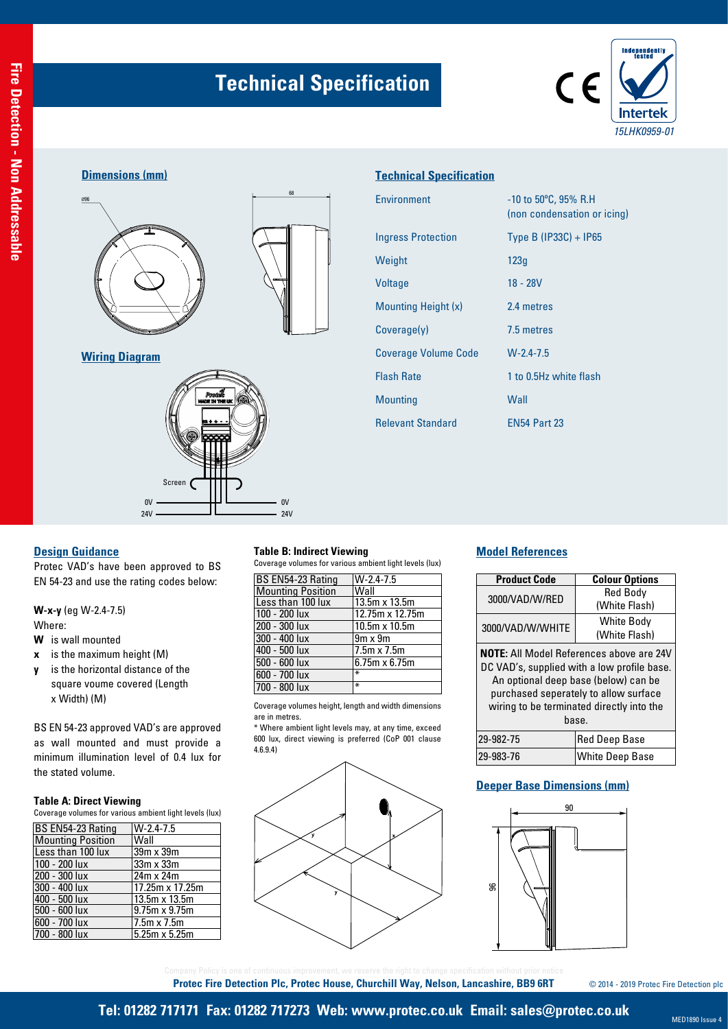# Technical Specification

15LHK0959-01

## Dimensions (mm)

Ø96

68

## Wiring Diagram

Screen

0V
24V
0V
24V

## Technical Specification

| | |
|---|---|
| Environment | -10 to 50ºC, 95% R.H (non condensation or icing) |
| Ingress Protection | Type B (IP33C) + IP65 |
| Weight | 123g |
| Voltage | 18 - 28V |
| Mounting Height (x) | 2.4 metres |
| Coverage(y) | 7.5 metres |
| Coverage Volume Code | W-2.4-7.5 |
| Flash Rate | 1 to 0.5Hz white flash |
| Mounting | Wall |
| Relevant Standard | EN54 Part 23 |

## Design Guidance

Protec VAD's have been approved to BS EN 54-23 and use the rating codes below:

**W-x-y** (eg W-2.4-7.5)

Where:

- **W** is wall mounted
- **x** is the maximum height (M)
- **y** is the horizontal distance of the square voume covered (Length x Width) (M)

BS EN 54-23 approved VAD's are approved as wall mounted and must provide a minimum illumination level of 0.4 lux for the stated volume.

**Table A: Direct Viewing**

Coverage volumes for various ambient light levels (lux)

| BS EN54-23 Rating | W-2.4-7.5 |
|---|---|
| Mounting Position | Wall |
| Less than 100 lux | 39m x 39m |
| 100 - 200 lux | 33m x 33m |
| 200 - 300 lux | 24m x 24m |
| 300 - 400 lux | 17.25m x 17.25m |
| 400 - 500 lux | 13.5m x 13.5m |
| 500 - 600 lux | 9.75m x 9.75m |
| 600 - 700 lux | 7.5m x 7.5m |
| 700 - 800 lux | 5.25m x 5.25m |

**Table B: Indirect Viewing**

Coverage volumes for various ambient light levels (lux)

| BS EN54-23 Rating | W-2.4-7.5 |
|---|---|
| Mounting Position | Wall |
| Less than 100 lux | 13.5m x 13.5m |
| 100 - 200 lux | 12.75m x 12.75m |
| 200 - 300 lux | 10.5m x 10.5m |
| 300 - 400 lux | 9m x 9m |
| 400 - 500 lux | 7.5m x 7.5m |
| 500 - 600 lux | 6.75m x 6.75m |
| 600 - 700 lux | * |
| 700 - 800 lux | * |

Coverage volumes height, length and width dimensions are in metres.

* Where ambient light levels may, at any time, exceed 600 lux, direct viewing is preferred (CoP 001 clause 4.6.9.4)

y
x
y

## Model References

| Product Code | Colour Options |
|---|---|
| 3000/VAD/W/RED | Red Body (White Flash) |
| 3000/VAD/W/WHITE | White Body (White Flash) |

**NOTE:** All Model References above are 24V DC VAD's, supplied with a low profile base. An optional deep base (below) can be purchased seperately to allow surface wiring to be terminated directly into the base.

| | |
|---|---|
| 29-982-75 | Red Deep Base |
| 29-983-76 | White Deep Base |

## Deeper Base Dimensions (mm)

90

96

Company Policy is one of continuous improvement, we reserve the right to change specification without prior notice

**Protec Fire Detection Plc, Protec House, Churchill Way, Nelson, Lancashire, BB9 6RT**

© 2014 - 2019 Protec Fire Detection plc

**Tel: 01282 717171 Fax: 01282 717273 Web: www.protec.co.uk Email: sales@protec.co.uk**

MED1890 Issue 4